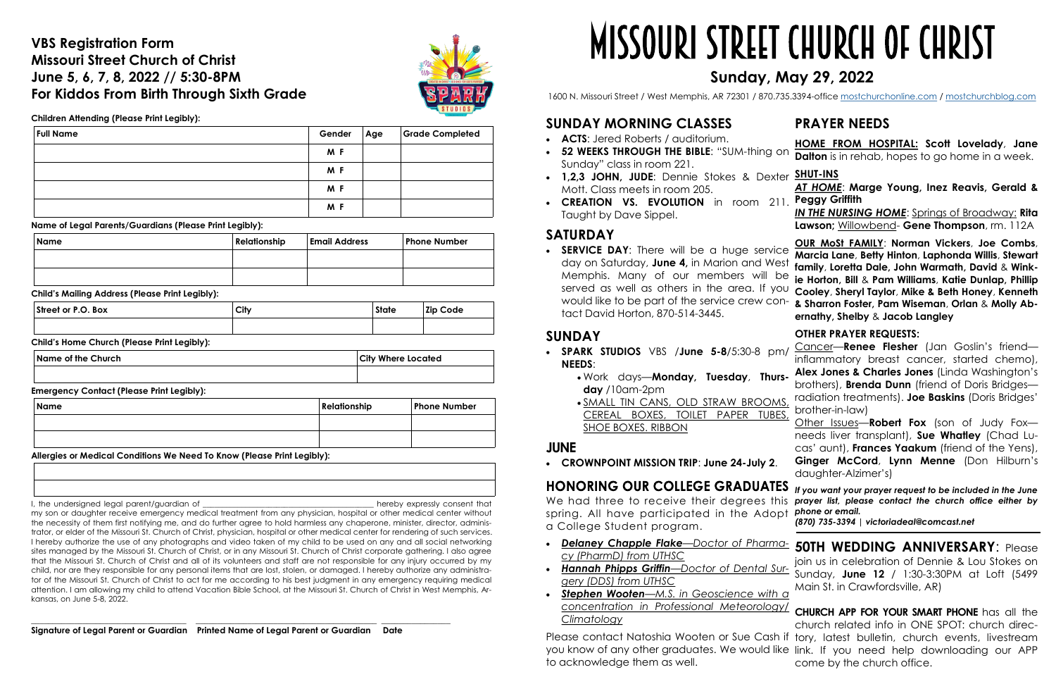## VBS Registration Form
## Missouri Street Church of Christ
## June 5, 6, 7, 8, 2022 // 5:30-8PM
## For Kiddos From Birth Through Sixth Grade

**Children Attending (Please Print Legibly):**

| Full Name | Gender | Age | Grade Completed |
|---|---|---|---|
| | M F | | |
| | M F | | |
| | M F | | |
| | M F | | |

**Name of Legal Parents/Guardians (Please Print Legibly):**

| Name | Relationship | Email Address | Phone Number |
|---|---|---|---|
| | | | |
| | | | |

**Child's Mailing Address (Please Print Legibly):**

| Street or P.O. Box | City | State | Zip Code |
|---|---|---|---|
| | | | |

**Child's Home Church (Please Print Legibly):**

| Name of the Church | City Where Located |
|---|---|
| | |

**Emergency Contact (Please Print Legibly):**

| Name | Relationship | Phone Number |
|---|---|---|
| | | |
| | | |

**Allergies or Medical Conditions We Need To Know (Please Print Legibly):**

| |
|---|
| |
| |

I, the undersigned legal parent/guardian of ________________________________ hereby expressly consent that my son or daughter receive emergency medical treatment from any physician, hospital or other medical center without the necessity of them first notifying me, and do further agree to hold harmless any chaperone, minister, director, administrator, or elder of the Missouri St. Church of Christ, physician, hospital or other medical center for rendering of such services. I hereby authorize the use of any photographs and video taken of my child to be used on any and all social networking sites managed by the Missouri St. Church of Christ, or in any Missouri St. Church of Christ corporate gathering. I also agree that the Missouri St. Church of Christ and all of its volunteers and staff are not responsible for any injury occurred by my child, nor are they responsible for any personal items that are lost, stolen, or damaged. I hereby authorize any administrator of the Missouri St. Church of Christ to act for me according to his best judgment in any emergency requiring medical attention. I am allowing my child to attend Vacation Bible School, at the Missouri St. Church of Christ in West Memphis, Arkansas, on June 5-8, 2022.

________________ ________________ ________

**Signature of Legal Parent or Guardian** **Printed Name of Legal Parent or Guardian** **Date**

# MISSOURI STREET CHURCH OF CHRIST

## Sunday, May 29, 2022

1600 N. Missouri Street / West Memphis, AR 72301 / 870.735.3394-office mostchurchonline.com / mostchurchblog.com

## SUNDAY MORNING CLASSES

- **ACTS**: Jered Roberts / auditorium.
- **52 WEEKS THROUGH THE BIBLE**: "SUM-thing on Sunday" class in room 221.
- **1,2,3 JOHN, JUDE**: Dennie Stokes & Dexter Mott. Class meets in room 205.
- **CREATION VS. EVOLUTION** in room 211. Taught by Dave Sippel.

## SATURDAY

- **SERVICE DAY**: There will be a huge service day on Saturday, **June 4,** in Marion and West Memphis. Many of our members will be served as well as others in the area. If you would like to be part of the service crew contact David Horton, 870-514-3445.

## SUNDAY

- **SPARK STUDIOS** VBS /**June 5-8**/5:30-8 pm/ **NEEDS**:
  - Work days—**Monday, Tuesday, Thursday** /10am-2pm
  - SMALL TIN CANS, OLD STRAW BROOMS, CEREAL BOXES, TOILET PAPER TUBES, SHOE BOXES. RIBBON

## JUNE

- **CROWNPOINT MISSION TRIP**: **June 24-July 2**.

## HONORING OUR COLLEGE GRADUATES

We had three to receive their degrees this spring. All have participated in the Adopt a College Student program.

- ***Delaney Chapple Flake—Doctor of Pharmacy (PharmD) from UTHSC***
- ***Hannah Phipps Griffin—Doctor of Dental Surgery (DDS) from UTHSC***
- ***Stephen Wooten—M.S. in Geoscience with a concentration in Professional Meteorology/ Climatology***

Please contact Natoshia Wooten or Sue Cash if you know of any other graduates. We would like to acknowledge them as well.

## PRAYER NEEDS

**HOME FROM HOSPITAL: Scott Lovelady**, **Jane Dalton** is in rehab, hopes to go home in a week.

**SHUT-INS**

***AT HOME***: **Marge Young, Inez Reavis, Gerald & Peggy Griffith**

***IN THE NURSING HOME***: Springs of Broadway: **Rita Lawson;** Willowbend- **Gene Thompson**, rm. 112A

**OUR MOST FAMILY**: **Norman Vickers**, **Joe Combs**, **Marcia Lane**, **Betty Hinton**, **Laphonda Willis**, **Stewart family**, **Loretta Dale, John Warmath, David** & **Winkie Horton, Bill** & **Pam Williams**, **Katie Dunlap, Phillip Cooley**, **Sheryl Taylor**, **Mike & Beth Honey**, **Kenneth & Sharron Foster, Pam Wiseman**, **Orlan** & **Molly Abernathy, Shelby** & **Jacob Langley**

**OTHER PRAYER REQUESTS:**

Cancer—**Renee Flesher** (Jan Goslin's friend—inflammatory breast cancer, started chemo), **Alex Jones & Charles Jones** (Linda Washington's brothers), **Brenda Dunn** (friend of Doris Bridges—radiation treatments). **Joe Baskins** (Doris Bridges' brother-in-law)

Other Issues—**Robert Fox** (son of Judy Fox—needs liver transplant), **Sue Whatley** (Chad Lucas' aunt), **Frances Yaakum** (friend of the Yens), **Ginger McCord**, **Lynn Menne** (Don Hilburn's daughter-Alzimer's)

***If you want your prayer request to be included in the June prayer list, please contact the church office either by phone or email.***

***(870) 735-3394 | victoriadeal@comcast.net***

**50TH WEDDING ANNIVERSARY**: Please join us in celebration of Dennie & Lou Stokes on Sunday, **June 12** / 1:30-3:30PM at Loft (5499 Main St. in Crawfordsville, AR)

**CHURCH APP FOR YOUR SMART PHONE** has all the church related info in ONE SPOT: church directory, latest bulletin, church events, livestream link. If you need help downloading our APP come by the church office.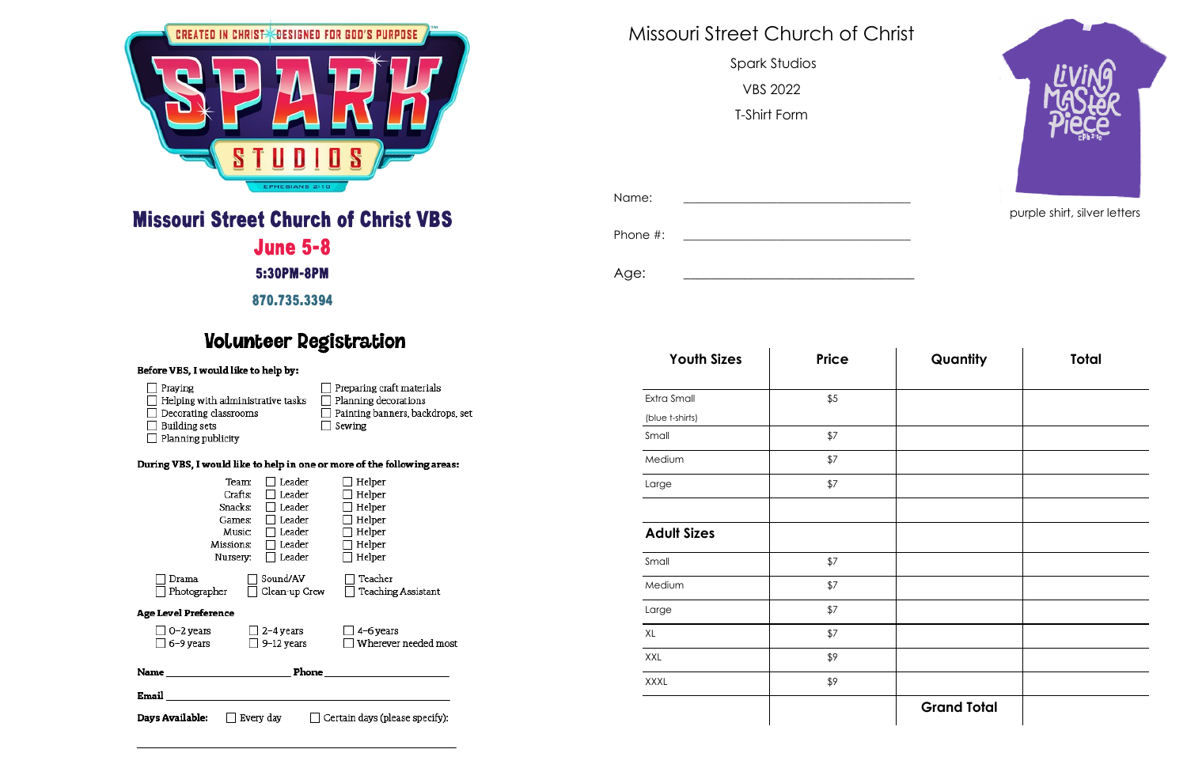CREATED IN CHRIST DESIGNED FOR GOD'S PURPOSE

# SPARK STUDIOS

EPHESIANS 2:10

## Missouri Street Church of Christ VBS

**June 5-8**

**5:30PM-8PM**

**870.735.3394**

## Volunteer Registration

**Before VBS, I would like to help by:**

- ☐ Praying
- ☐ Helping with administrative tasks
- ☐ Decorating classrooms
- ☐ Building sets
- ☐ Planning publicity
- ☐ Preparing craft materials
- ☐ Planning decorations
- ☐ Painting banners, backdrops, set
- ☐ Sewing

**During VBS, I would like to help in one or more of the following areas:**

| | | |
|---|---|---|
| Team: | ☐ Leader | ☐ Helper |
| Crafts: | ☐ Leader | ☐ Helper |
| Snacks: | ☐ Leader | ☐ Helper |
| Games: | ☐ Leader | ☐ Helper |
| Music: | ☐ Leader | ☐ Helper |
| Missions: | ☐ Leader | ☐ Helper |
| Nursery: | ☐ Leader | ☐ Helper |

- ☐ Drama
- ☐ Photographer
- ☐ Sound/AV
- ☐ Clean-up Crew
- ☐ Teacher
- ☐ Teaching Assistant

**Age Level Preference**

- ☐ 0–2 years
- ☐ 6–9 years
- ☐ 2–4 years
- ☐ 9–12 years
- ☐ 4–6 years
- ☐ Wherever needed most

**Name** ______________________ **Phone** ______________________

**Email** ________________________________________________

**Days Available:** ☐ Every day ☐ Certain days (please specify):

________________________________________________

# Missouri Street Church of Christ

Spark Studios

VBS 2022

T-Shirt Form

purple shirt, silver letters

Name: ________________________________

Phone #: ________________________________

Age: ________________________________

| Youth Sizes | Price | Quantity | Total |
|---|---|---|---|
| Extra Small (blue t-shirts) | $5 | | |
| Small | $7 | | |
| Medium | $7 | | |
| Large | $7 | | |
| | | | |
| **Adult Sizes** | | | |
| Small | $7 | | |
| Medium | $7 | | |
| Large | $7 | | |
| XL | $7 | | |
| XXL | $9 | | |
| XXXL | $9 | | |
| | | **Grand Total** | |